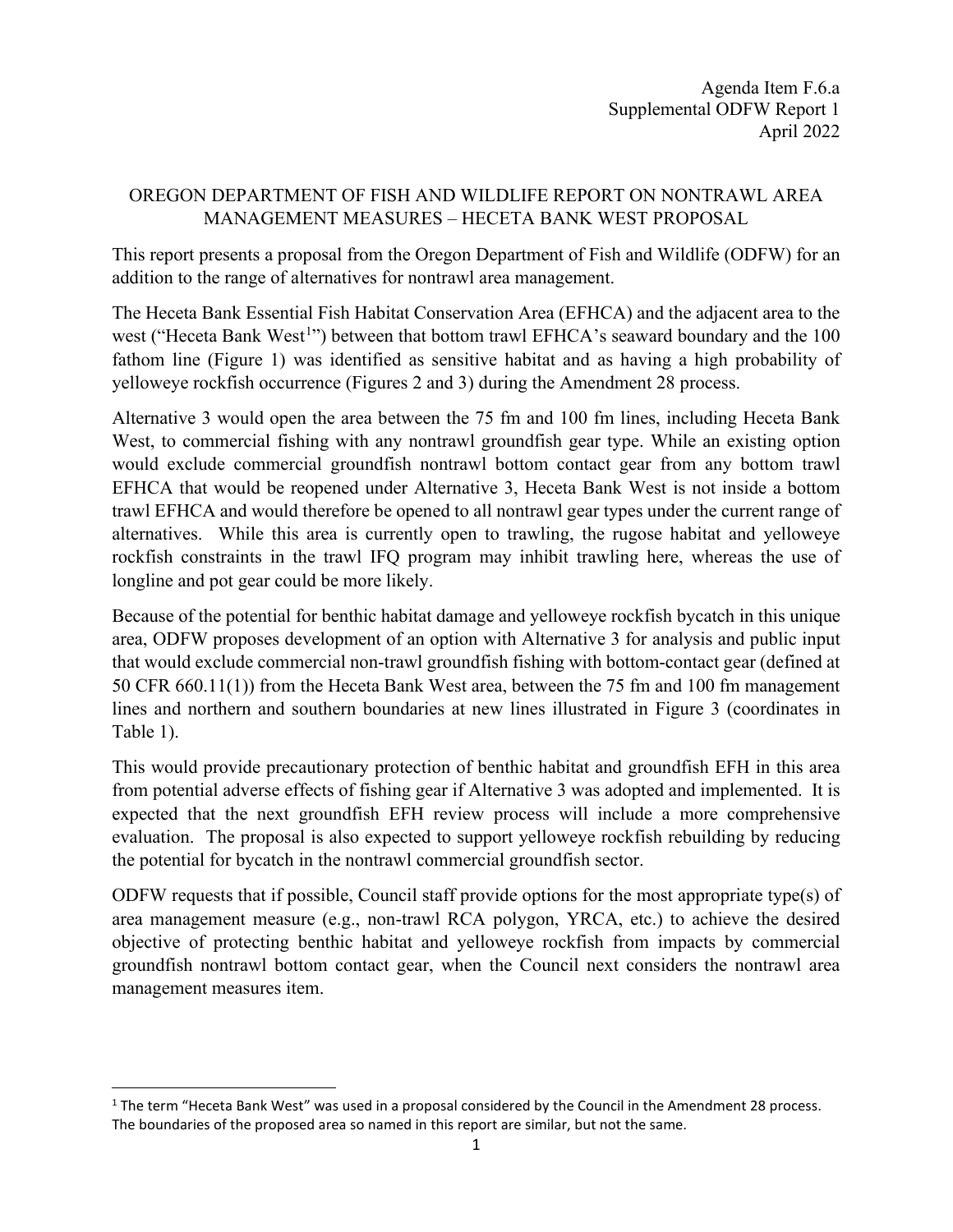Agenda Item F.6.a
Supplemental ODFW Report 1
April 2022

# OREGON DEPARTMENT OF FISH AND WILDLIFE REPORT ON NONTRAWL AREA MANAGEMENT MEASURES – HECETA BANK WEST PROPOSAL

This report presents a proposal from the Oregon Department of Fish and Wildlife (ODFW) for an addition to the range of alternatives for nontrawl area management.

The Heceta Bank Essential Fish Habitat Conservation Area (EFHCA) and the adjacent area to the west ("Heceta Bank West[1]") between that bottom trawl EFHCA's seaward boundary and the 100 fathom line (Figure 1) was identified as sensitive habitat and as having a high probability of yelloweye rockfish occurrence (Figures 2 and 3) during the Amendment 28 process.

Alternative 3 would open the area between the 75 fm and 100 fm lines, including Heceta Bank West, to commercial fishing with any nontrawl groundfish gear type. While an existing option would exclude commercial groundfish nontrawl bottom contact gear from any bottom trawl EFHCA that would be reopened under Alternative 3, Heceta Bank West is not inside a bottom trawl EFHCA and would therefore be opened to all nontrawl gear types under the current range of alternatives. While this area is currently open to trawling, the rugose habitat and yelloweye rockfish constraints in the trawl IFQ program may inhibit trawling here, whereas the use of longline and pot gear could be more likely.

Because of the potential for benthic habitat damage and yelloweye rockfish bycatch in this unique area, ODFW proposes development of an option with Alternative 3 for analysis and public input that would exclude commercial non-trawl groundfish fishing with bottom-contact gear (defined at 50 CFR 660.11(1)) from the Heceta Bank West area, between the 75 fm and 100 fm management lines and northern and southern boundaries at new lines illustrated in Figure 3 (coordinates in Table 1).

This would provide precautionary protection of benthic habitat and groundfish EFH in this area from potential adverse effects of fishing gear if Alternative 3 was adopted and implemented. It is expected that the next groundfish EFH review process will include a more comprehensive evaluation. The proposal is also expected to support yelloweye rockfish rebuilding by reducing the potential for bycatch in the nontrawl commercial groundfish sector.

ODFW requests that if possible, Council staff provide options for the most appropriate type(s) of area management measure (e.g., non-trawl RCA polygon, YRCA, etc.) to achieve the desired objective of protecting benthic habitat and yelloweye rockfish from impacts by commercial groundfish nontrawl bottom contact gear, when the Council next considers the nontrawl area management measures item.

---

[1] The term "Heceta Bank West" was used in a proposal considered by the Council in the Amendment 28 process. The boundaries of the proposed area so named in this report are similar, but not the same.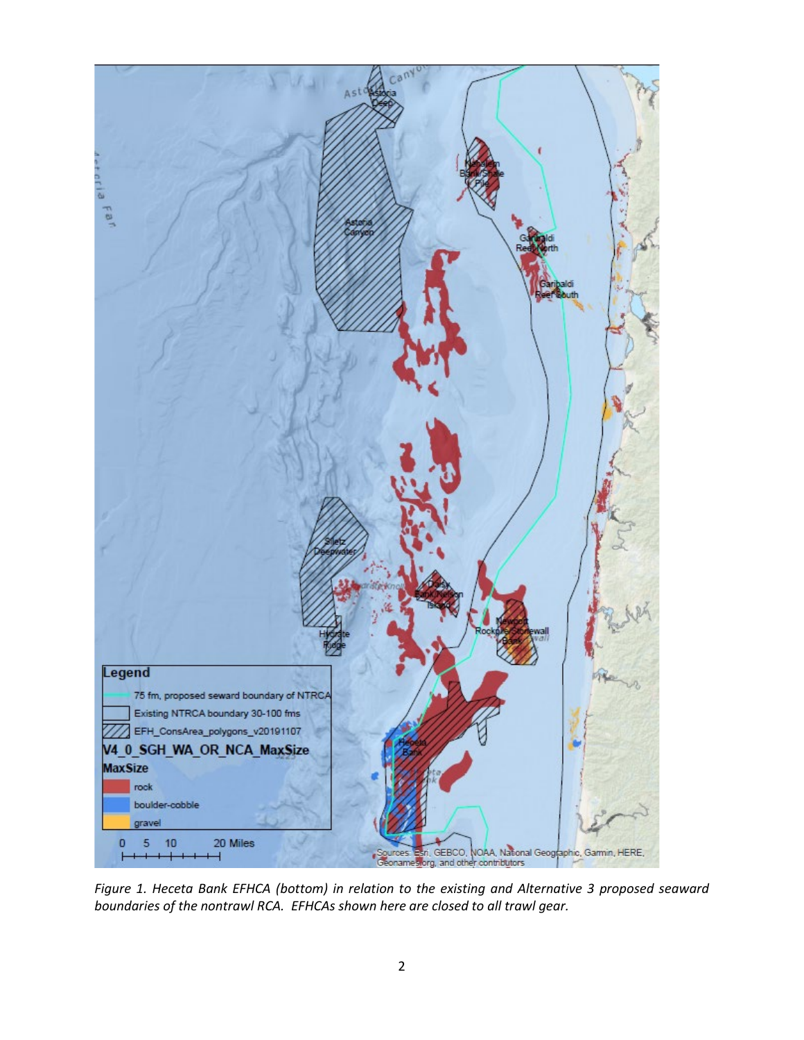*Figure 1. Heceta Bank EFHCA (bottom) in relation to the existing and Alternative 3 proposed seaward boundaries of the nontrawl RCA. EFHCAs shown here are closed to all trawl gear.*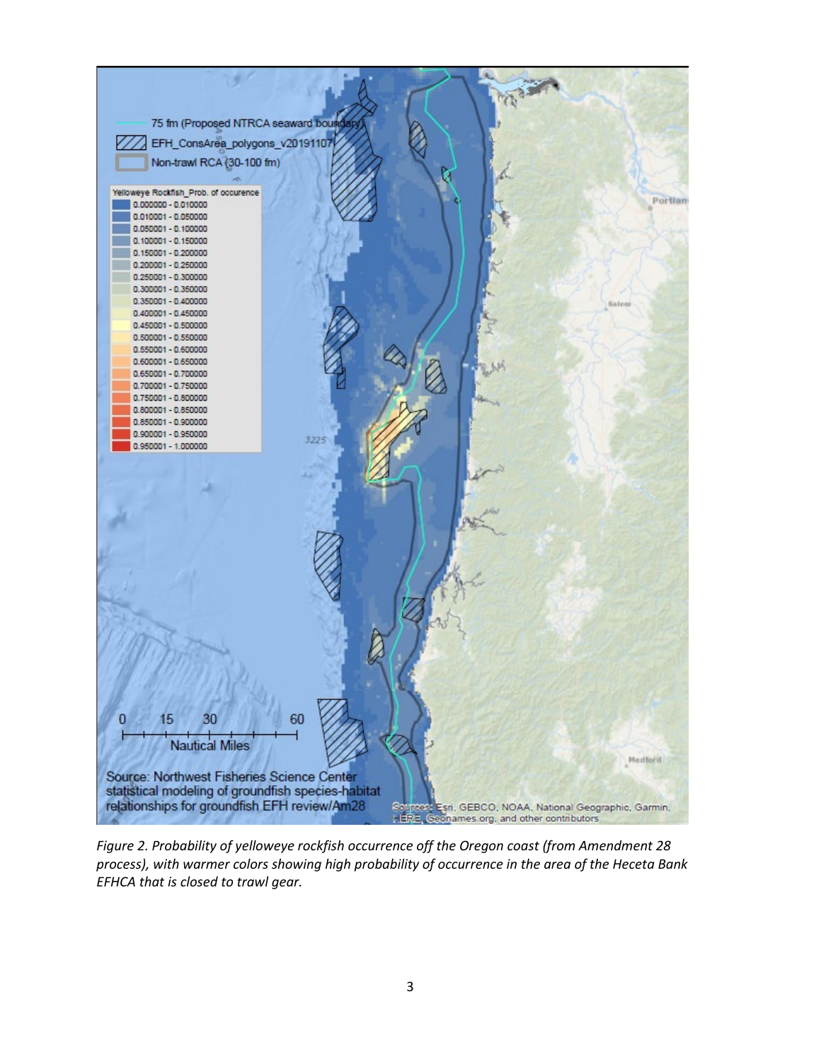*Figure 2. Probability of yelloweye rockfish occurrence off the Oregon coast (from Amendment 28 process), with warmer colors showing high probability of occurrence in the area of the Heceta Bank EFHCA that is closed to trawl gear.*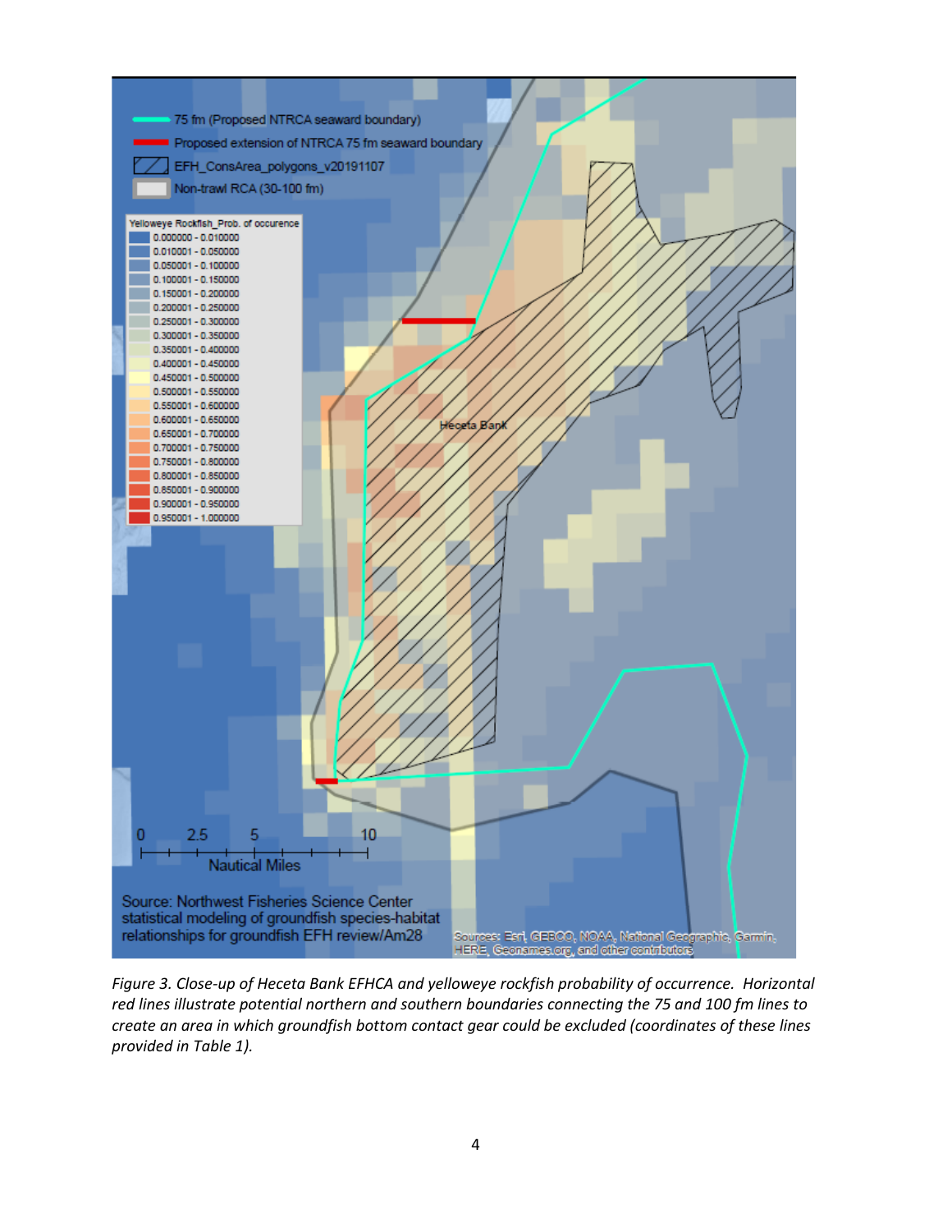*Figure 3. Close-up of Heceta Bank EFHCA and yelloweye rockfish probability of occurrence. Horizontal red lines illustrate potential northern and southern boundaries connecting the 75 and 100 fm lines to create an area in which groundfish bottom contact gear could be excluded (coordinates of these lines provided in Table 1).*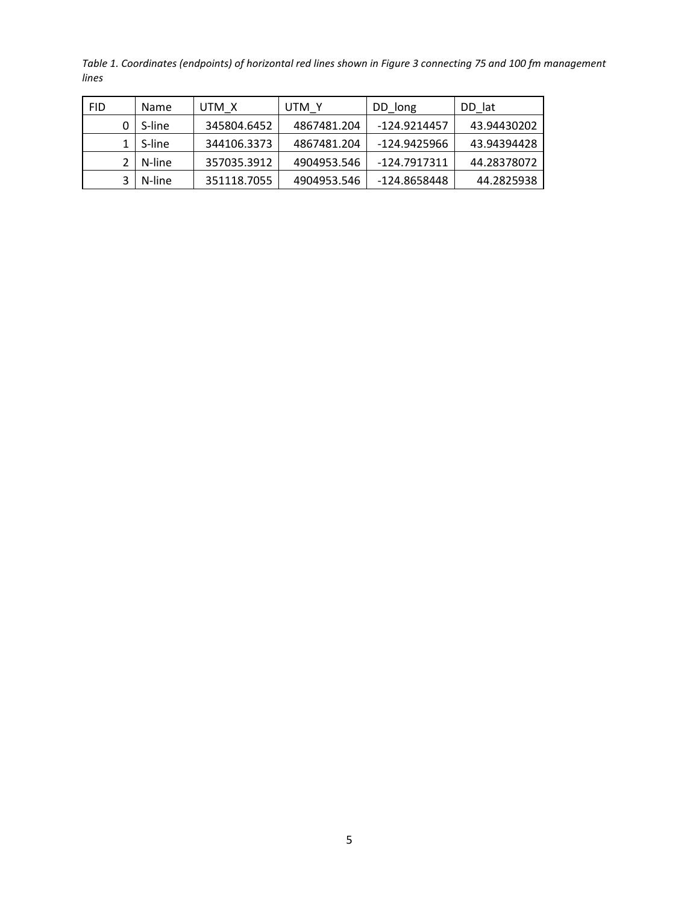*Table 1. Coordinates (endpoints) of horizontal red lines shown in Figure 3 connecting 75 and 100 fm management lines*

| FID | Name | UTM_X | UTM_Y | DD_long | DD_lat |
|---|---|---|---|---|---|
| 0 | S-line | 345804.6452 | 4867481.204 | -124.9214457 | 43.94430202 |
| 1 | S-line | 344106.3373 | 4867481.204 | -124.9425966 | 43.94394428 |
| 2 | N-line | 357035.3912 | 4904953.546 | -124.7917311 | 44.28378072 |
| 3 | N-line | 351118.7055 | 4904953.546 | -124.8658448 | 44.2825938 |